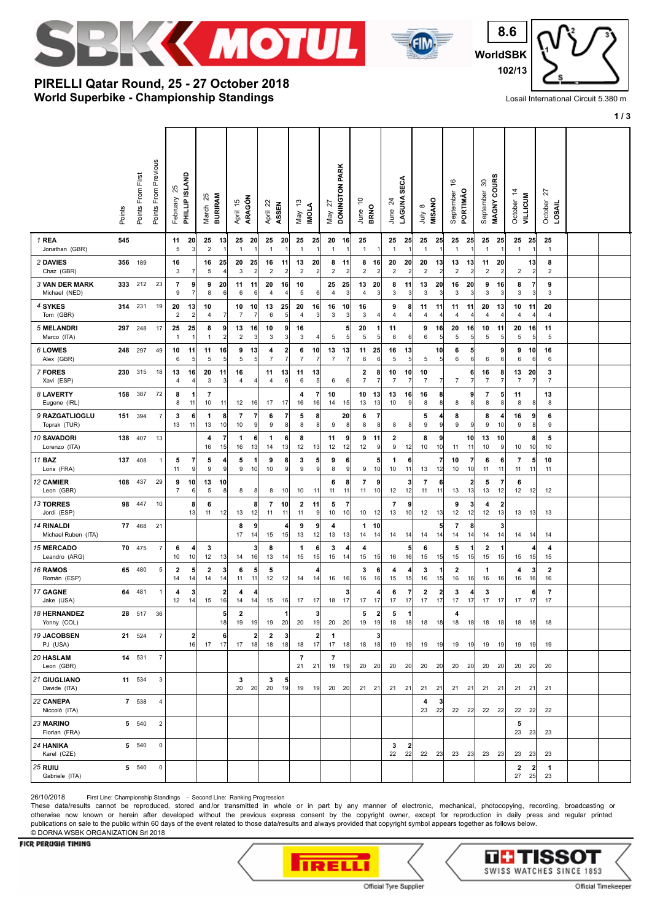# PIRELLI Qatar Round, 25 - 27 October 2018

## World Superbike - Championship Standings

Lap length: Losail International Circuit 5.380 m

Each race cell shows: Championship points scored / Ranking progression

| Rider | Points | Points From First | Points From Previous | February 25 PHILLIP ISLAND | | March 25 BURIRAM | | April 15 ARAGÓN | | April 22 ASSEN | | May 13 IMOLA | | May 27 DONINGTON PARK | | June 10 BRNO | | June 24 LAGUNA SECA | | July 8 MISANO | | September 16 PORTIMÃO | | September 30 MAGNY COURS | | October 14 VILLICUM | | October 27 LOSAIL |
|---|---|---|---|---|---|---|---|---|---|---|---|---|---|---|---|---|---|---|---|---|---|---|---|---|---|---|---|---|
| 1 REA Jonathan (GBR) | 545 | | | 11 / 5 | 20 / 3 | 25 / 2 | 13 / 1 | 25 / 1 | 20 / 1 | 25 / 1 | 20 / 1 | 25 / 1 | 25 / 1 | 20 / 1 | 16 / 1 | 25 / 1 | / 1 | 25 / 1 | 25 / 1 | 25 / 1 | 25 / 1 | 25 / 1 | 25 / 1 | 25 / 1 | 25 / 1 | 25 / 1 | 25 / 1 | 25 / 1 |
| 2 DAVIES Chaz (GBR) | 356 | 189 | | 16 / 3 | / 7 | 16 / 5 | 25 / 4 | 20 / 3 | 25 / 2 | 16 / 2 | 11 / 2 | 13 / 2 | 20 / 2 | 8 / 2 | 11 / 2 | 8 / 2 | 16 / 2 | 20 / 2 | 20 / 2 | 20 / 2 | 13 / 2 | 13 / 2 | 13 / 2 | 11 / 2 | 20 / 2 | / 2 | 13 / 2 | 8 / 2 |
| 3 VAN DER MARK Michael (NED) | 333 | 212 | 23 | 7 / 9 | 9 / 7 | 9 / 8 | 20 / 6 | 11 / 6 | 11 / 6 | 20 / 4 | 16 / 4 | 10 / 5 | / 6 | 25 / 4 | 25 / 3 | 13 / 4 | 20 / 3 | 8 / 3 | 11 / 3 | 13 / 3 | 20 / 3 | 16 / 3 | 20 / 3 | 9 / 3 | 16 / 3 | 8 / 3 | 7 / 3 | 9 / 3 |
| 4 SYKES Tom (GBR) | 314 | 231 | 19 | 20 / 2 | 13 / 2 | 10 / 4 | / 7 | 10 / 7 | 10 / 7 | 13 / 6 | 25 / 5 | 20 / 4 | 16 / 3 | 16 / 3 | 10 / 3 | 16 / 3 | / 4 | 9 / 4 | 8 / 4 | 11 / 4 | 11 / 4 | 11 / 4 | 11 / 4 | 20 / 4 | 13 / 4 | 10 / 4 | 11 / 4 | 20 / 4 |
| 5 MELANDRI Marco (ITA) | 297 | 248 | 17 | 25 / 1 | 25 / 1 | 8 / 1 | 9 / 2 | 13 / 2 | 16 / 3 | 10 / 3 | 9 / 3 | 16 / 3 | / 4 | / 5 | 5 / 5 | 20 / 5 | 1 / 5 | 11 / 6 | / 6 | 9 / 6 | 16 / 5 | 20 / 5 | 16 / 5 | 10 / 5 | 11 / 5 | 20 / 5 | 16 / 5 | 11 / 5 |
| 6 LOWES Alex (GBR) | 248 | 297 | 49 | 10 / 6 | 11 / 5 | 11 / 5 | 16 / 5 | 9 / 5 | 13 / 5 | 4 / 7 | 2 / 7 | 6 / 7 | 10 / 7 | 13 / 7 | 13 / 7 | 11 / 6 | 25 / 6 | 16 / 5 | 13 / 5 | / 5 | 10 / 5 | 6 / 6 | 5 / 6 | / 6 | 9 / 6 | 9 / 6 | 10 / 6 | 16 / 6 |
| 7 FORES Xavi (ESP) | 230 | 315 | 18 | 13 / 4 | 16 / 4 | 20 / 3 | 11 / 3 | 16 / 4 | / 4 | 11 / 4 | 13 / 6 | 11 / 6 | 13 / 5 | / 6 | / 6 | 2 / 7 | 8 / 7 | 10 / 7 | 10 / 7 | 10 / 7 | / 7 | / 7 | 6 / 7 | 16 / 7 | 8 / 7 | 13 / 7 | 20 / 7 | 3 / 7 |
| 8 LAVERTY Eugene (IRL) | 158 | 387 | 72 | 8 / 8 | 1 / 11 | 7 / 10 | / 11 | / 12 | / 16 | / 17 | / 17 | 4 / 16 | 7 / 16 | 10 / 14 | / 15 | 10 / 13 | 13 / 13 | 13 / 10 | 16 / 9 | 16 / 8 | 8 / 8 | / 8 | 9 / 8 | 7 / 8 | 5 / 8 | 11 / 8 | / 8 | 13 / 8 |
| 9 RAZGATLIOGLU Toprak (TUR) | 151 | 394 | 7 | 3 / 13 | 6 / 11 | 1 / 13 | 8 / 10 | 7 / 10 | 7 / 9 | 6 / 9 | 7 / 8 | 5 / 8 | 8 / 8 | / 9 | 20 / 8 | 6 / 8 | 7 / 8 | / 8 | / 8 | 5 / 9 | 4 / 9 | 8 / 9 | / 9 | 8 / 9 | 4 / 10 | 16 / 9 | 9 / 8 | 6 / 9 |
| 10 SAVADORI Lorenzo (ITA) | 138 | 407 | 13 | | | 4 / 16 | 7 / 15 | 1 / 16 | 6 / 13 | 1 / 14 | 6 / 13 | 8 / 12 | / 13 | 11 / 12 | 9 / 12 | 9 / 12 | 11 / 9 | 2 / 9 | / 12 | 8 / 10 | 9 / 10 | / 11 | 10 / 11 | 13 / 10 | 10 / 9 | / 10 | 8 / 10 | 5 / 10 |
| 11 BAZ Loris (FRA) | 137 | 408 | 1 | 5 / 11 | 7 / 9 | 5 / 9 | 4 / 9 | 5 / 9 | 1 / 10 | 9 / 10 | 8 / 9 | 3 / 9 | 5 / 9 | 9 / 8 | 6 / 9 | / 9 | 5 / 10 | 1 / 10 | 6 / 11 | / 13 | 7 / 12 | 10 / 10 | 7 / 10 | 6 / 11 | 6 / 11 | 7 / 11 | 5 / 11 | 10 / 11 |
| 12 CAMIER Leon (GBR) | 108 | 437 | 29 | 9 / 7 | 10 / 6 | 13 / 5 | 10 / 8 | / 8 | / 8 | / 8 | / 10 | / 10 | / 11 | 6 / 11 | 8 / 11 | 7 / 11 | 9 / 10 | / 12 | 3 / 12 | 7 / 11 | 6 / 11 | / 13 | 2 / 13 | 5 / 13 | 7 / 12 | 6 / 12 | / 12 | / 12 |
| 13 TORRES Jordi (ESP) | 98 | 447 | 10 | | 8 / 13 | 6 / 11 | / 12 | / 13 | 8 / 12 | 7 / 11 | 10 / 11 | 2 / 11 | 11 / 9 | 5 / 10 | 7 / 10 | / 10 | / 12 | 7 / 13 | 9 / 10 | / 12 | / 13 | 9 / 12 | 3 / 12 | 4 / 12 | 2 / 13 | / 13 | / 13 | / 13 |
| 14 RINALDI Michael Ruben (ITA) | 77 | 468 | 21 | | | | | 8 / 17 | 9 / 14 | / 15 | 4 / 15 | 9 / 13 | 9 / 12 | 4 / 13 | / 13 | 1 / 14 | 10 / 14 | / 14 | / 14 | / 14 | 5 / 14 | 7 / 14 | 8 / 14 | / 14 | 3 / 14 | / 14 | / 14 | / 14 |
| 15 MERCADO Leandro (ARG) | 70 | 475 | 7 | 6 / 10 | 4 / 10 | 3 / 12 | / 13 | / 14 | 3 / 16 | 8 / 13 | / 14 | 1 / 15 | 6 / 15 | 3 / 15 | 4 / 14 | 4 / 15 | / 15 | / 16 | 5 / 16 | 6 / 15 | / 15 | 5 / 15 | 1 / 15 | 2 / 15 | 1 / 15 | / 15 | 4 / 15 | 4 / 15 |
| 16 RAMOS Román (ESP) | 65 | 480 | 5 | 2 / 14 | 5 / 14 | 2 / 14 | 3 / 14 | 6 / 11 | 5 / 11 | 5 / 12 | / 12 | / 14 | 4 / 14 | / 16 | / 16 | 3 / 16 | 6 / 16 | 4 / 15 | 4 / 15 | 3 / 16 | 1 / 15 | 2 / 16 | / 16 | 1 / 16 | / 16 | 4 / 16 | 3 / 16 | 2 / 16 |
| 17 GAGNE Jake (USA) | 64 | 481 | 1 | 4 / 12 | 3 / 14 | / 15 | 2 / 16 | 4 / 14 | 4 / 14 | / 15 | / 16 | / 17 | / 17 | / 18 | 3 / 17 | / 17 | 4 / 17 | 6 / 17 | 7 / 17 | 2 / 17 | 2 / 17 | 3 / 17 | 4 / 17 | 3 / 17 | / 17 | / 17 | 6 / 17 | 7 / 17 |
| 18 HERNANDEZ Yonny (COL) | 28 | 517 | 36 | | | | 5 / 18 | 2 / 19 | / 19 | / 19 | 1 / 20 | / 20 | 3 / 19 | / 20 | / 20 | 5 / 19 | 2 / 19 | 5 / 18 | 1 / 18 | / 18 | / 18 | 4 / 18 | / 18 | / 18 | / 18 | / 18 | / 18 | / 18 |
| 19 JACOBSEN PJ (USA) | 21 | 524 | 7 | | 2 / 16 | / 17 | 6 / 17 | / 17 | 2 / 18 | 2 / 18 | 3 / 18 | / 18 | 2 / 17 | 1 / 17 | / 18 | / 18 | 3 / 18 | / 19 | / 19 | / 19 | / 19 | / 19 | / 19 | / 19 | / 19 | / 19 | / 19 | / 19 |
| 20 HASLAM Leon (GBR) | 14 | 531 | 7 | | | | | | | | | 7 / 21 | / 21 | 7 / 19 | / 19 | / 20 | / 20 | / 20 | / 20 | / 20 | / 20 | / 20 | / 20 | / 20 | / 20 | / 20 | / 20 | / 20 |
| 21 GIUGLIANO Davide (ITA) | 11 | 534 | 3 | | | | | 3 / 20 | / 20 | 3 / 20 | 5 / 19 | / 19 | / 19 | / 20 | / 20 | / 21 | / 21 | / 21 | / 21 | / 21 | / 21 | / 21 | / 21 | / 21 | / 21 | / 21 | / 21 | / 21 |
| 22 CANEPA Niccolò (ITA) | 7 | 538 | 4 | | | | | | | | | | | | | | | | | 4 / 23 | 3 / 22 | / 22 | / 22 | / 22 | / 22 | / 22 | / 22 | / 22 |
| 23 MARINO Florian (FRA) | 5 | 540 | 2 | | | | | | | | | | | | | | | | | | | | | | | 5 / 23 | / 23 | / 23 |
| 24 HANIKA Karel (CZE) | 5 | 540 | 0 | | | | | | | | | | | | | | | 3 / 22 | 2 / 22 | / 22 | / 23 | / 23 | / 23 | / 23 | / 23 | / 23 | / 23 | / 23 |
| 25 RUIU Gabriele (ITA) | 5 | 540 | 0 | | | | | | | | | | | | | | | | | | | | | | | 2 / 27 | 2 / 25 | 1 / 23 |

26/10/2018 First Line: Championship Standings - Second Line: Ranking Progression

These data/results cannot be reproduced, stored and/or transmitted in whole or in part by any manner of electronic, mechanical, photocopying, recording, broadcasting or otherwise now known or herein after developed without the previous express consent by the copyright owner, except for reproduction in daily press and regular printed publications on sale to the public within 60 days of the event related to those data/results and always provided that copyright symbol appears together as follows below.

© DORNA WSBK ORGANIZATION Srl 2018

FICR PERUGIA TIMING

Official Tyre Supplier

Official Timekeeper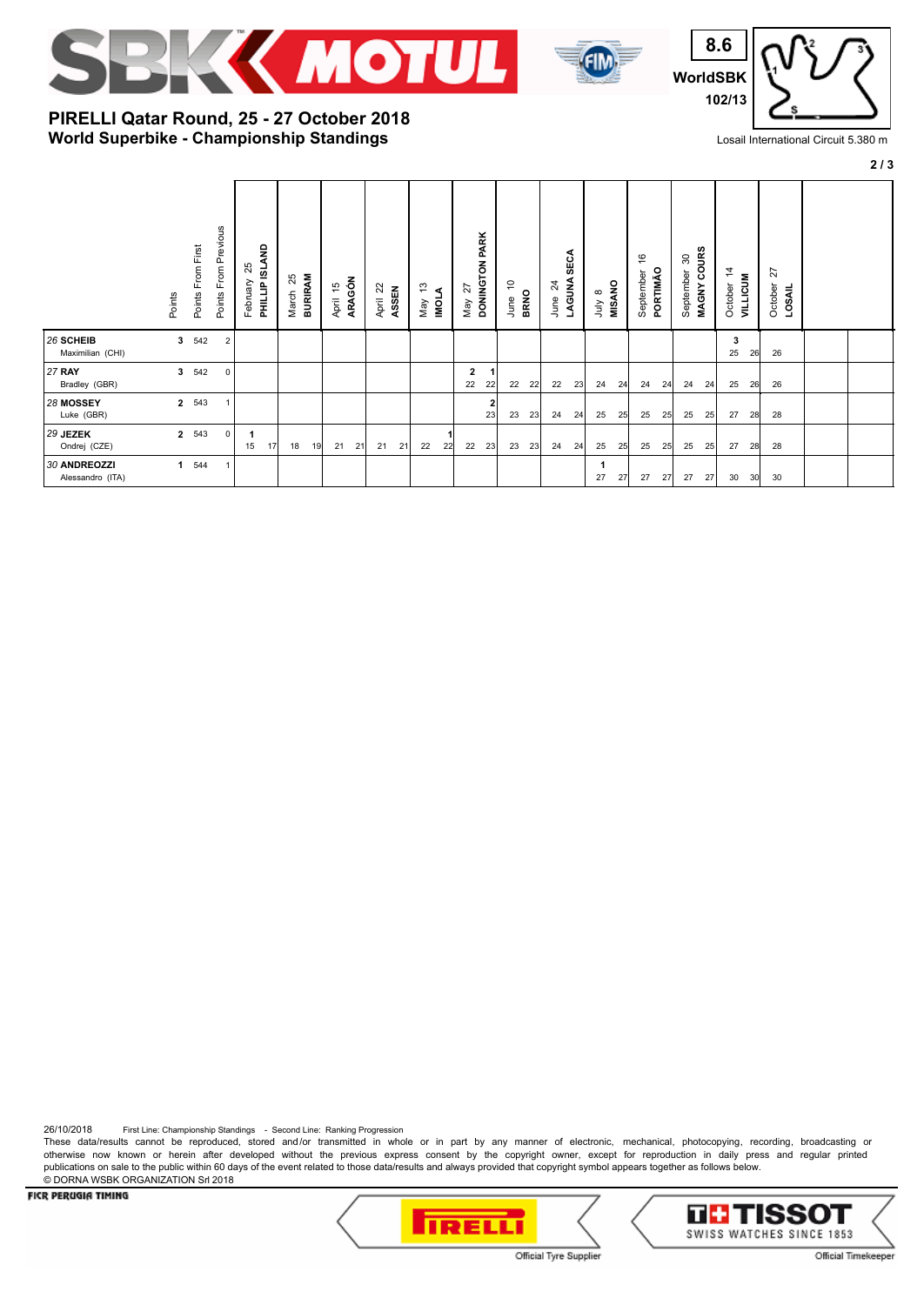# PIRELLI Qatar Round, 25 - 27 October 2018

## World Superbike - Championship Standings

8.6 WorldSBK 102/13

Lasail International Circuit 5.380 m

| Rider | Points | Points From First | Points From Previous | February 25 PHILLIP ISLAND | March 25 BURIRAM | April 15 ARAGÓN | April 22 ASSEN | May 13 IMOLA | May 27 DONINGTON PARK | June 10 BRNO | June 24 LAGUNA SECA | July 8 MISANO | September 16 PORTIMÃO | September 30 MAGNY COURS | October 14 VILLICUM | October 27 LOSAIL | | |
|---|---|---|---|---|---|---|---|---|---|---|---|---|---|---|---|---|---|---|
| 26 SCHEIB Maximilian (CHI) | 3 | 542 | 2 | | | | | | | | | | | | 3 / 25 26 | 26 | | |
| 27 RAY Bradley (GBR) | 3 | 542 | 0 | | | | | | 2 1 / 22 22 | 22 22 | 22 23 | 24 24 | 24 24 | 24 24 | 25 26 | 26 | | |
| 28 MOSSEY Luke (GBR) | 2 | 543 | 1 | | | | | | 2 / 23 | 23 23 | 24 24 | 25 25 | 25 25 | 25 25 | 27 28 | 28 | | |
| 29 JEZEK Ondrej (CZE) | 2 | 543 | 0 | 1 / 15 17 | 18 19 | 21 21 | 21 21 | 1 / 22 22 | 22 23 | 23 23 | 24 24 | 25 25 | 25 25 | 25 25 | 27 28 | 28 | | |
| 30 ANDREOZZI Alessandro (ITA) | 1 | 544 | 1 | | | | | | | | | 1 / 27 27 | 27 27 | 27 27 | 30 30 | 30 | | |

26/10/2018 First Line: Championship Standings - Second Line: Ranking Progression

These data/results cannot be reproduced, stored and/or transmitted in whole or in part by any manner of electronic, mechanical, photocopying, recording, broadcasting or otherwise now known or herein after developed without the previous express consent by the copyright owner, except for reproduction in daily press and regular printed publications on sale to the public within 60 days of the event related to those data/results and always provided that copyright symbol appears together as follows below.

© DORNA WSBK ORGANIZATION Srl 2018

FICR PERUGIA TIMING

Official Tyre Supplier

Official Timekeeper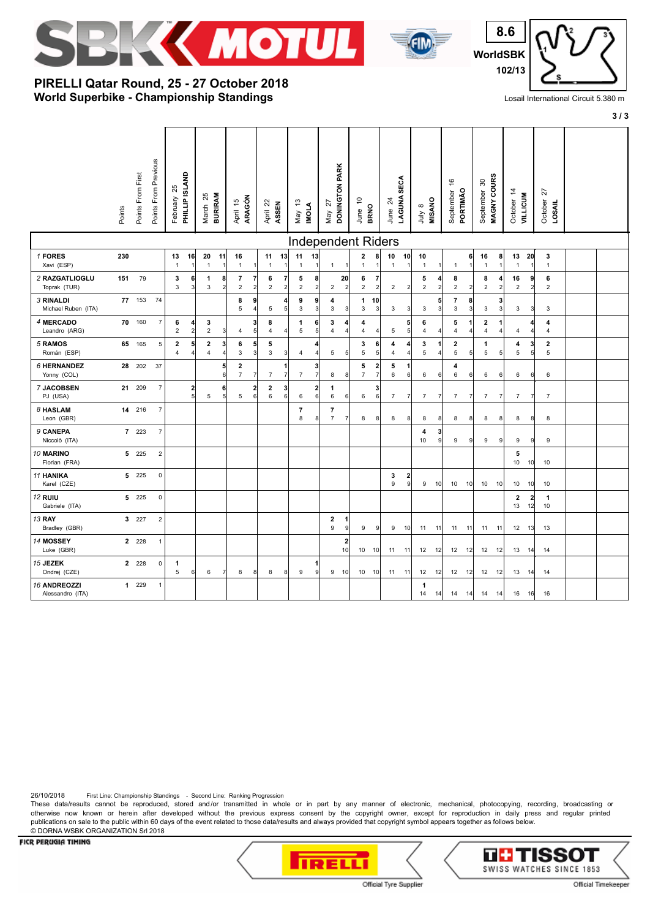# PIRELLI Qatar Round, 25 - 27 October 2018

## World Superbike - Championship Standings

Lo­sail International Circuit 5.380 m

8.6 WorldSBK 102/13

### Independent Riders

First Line: Championship Standings - Second Line: Ranking Progression

| Rider | Points | Points From First | Points From Previous | February 25 PHILLIP ISLAND | | March 25 BURIRAM | | April 15 ARAGÓN | | April 22 ASSEN | | May 13 IMOLA | | May 27 DONINGTON PARK | | June 10 BRNO | | June 24 LAGUNA SECA | | July 8 MISANO | | September 16 PORTIMÃO | | September 30 MAGNY COURS | | October 14 VILLICUM | | October 27 LOSAIL |
|---|---|---|---|---|---|---|---|---|---|---|---|---|---|---|---|---|---|---|---|---|---|---|---|---|---|---|---|---|
| 1 FORES Xavi (ESP) | 230 | | | 13<br>1 | 16<br>1 | 20<br>1 | 11<br>1 | 16<br>1 | <br>1 | 11<br>1 | 13<br>1 | 11<br>1 | 13<br>1 | <br>1 | <br>1 | 2<br>1 | 8<br>1 | 10<br>1 | 10<br>1 | 10<br>1 | <br>1 | <br>1 | 6<br>1 | 16<br>1 | 8<br>1 | 13<br>1 | 20<br>1 | 3<br>1 |
| 2 RAZGATLIOGLU Toprak (TUR) | 151 | 79 | | 3<br>3 | 6<br>3 | 1<br>3 | 8<br>2 | 7<br>2 | 7<br>2 | 6<br>2 | 7<br>2 | 5<br>2 | 8<br>2 | <br>2 | 20<br>2 | 6<br>2 | 7<br>2 | <br>2 | <br>2 | 5<br>2 | 4<br>2 | 8<br>2 | <br>2 | 8<br>2 | 4<br>2 | 16<br>2 | 9<br>2 | 6<br>2 |
| 3 RINALDI Michael Ruben (ITA) | 77 | 153 | 74 | | | | | 8<br>5 | 9<br>4 | <br>5 | 4<br>5 | 9<br>3 | 9<br>3 | 4<br>3 | <br>3 | 1<br>3 | 10<br>3 | <br>3 | <br>3 | <br>3 | 5<br>3 | 7<br>3 | 8<br>3 | <br>3 | 3<br>3 | <br>3 | <br>3 | <br>3 |
| 4 MERCADO Leandro (ARG) | 70 | 160 | 7 | 6<br>2 | 4<br>2 | 3<br>2 | <br>3 | <br>4 | 3<br>5 | 8<br>4 | <br>4 | 1<br>5 | 6<br>5 | 3<br>4 | 4<br>4 | 4<br>4 | <br>4 | <br>5 | 5<br>5 | 6<br>4 | <br>4 | 5<br>4 | 1<br>4 | 2<br>4 | 1<br>4 | <br>4 | 4<br>4 | 4<br>4 |
| 5 RAMOS Román (ESP) | 65 | 165 | 5 | 2<br>4 | 5<br>4 | 2<br>4 | 3<br>4 | 6<br>3 | 5<br>3 | 5<br>3 | <br>3 | <br>4 | 4<br>4 | <br>5 | <br>5 | 3<br>5 | 6<br>5 | 4<br>4 | 4<br>4 | 3<br>5 | 1<br>4 | 2<br>5 | <br>5 | 1<br>5 | <br>5 | 4<br>5 | 3<br>5 | 2<br>5 |
| 6 HERNANDEZ Yonny (COL) | 28 | 202 | 37 | | | | 5<br>6 | 2<br>7 | <br>7 | <br>7 | 1<br>7 | <br>7 | 3<br>7 | <br>8 | <br>8 | 5<br>7 | 2<br>7 | 5<br>6 | 1<br>6 | <br>6 | <br>6 | 4<br>6 | <br>6 | <br>6 | <br>6 | <br>6 | <br>6 | <br>6 |
| 7 JACOBSEN PJ (USA) | 21 | 209 | 7 | | 2<br>5 | <br>5 | 6<br>5 | <br>5 | 2<br>6 | 2<br>6 | 3<br>6 | <br>6 | 2<br>6 | 1<br>6 | <br>6 | <br>6 | 3<br>6 | <br>7 | <br>7 | <br>7 | <br>7 | <br>7 | <br>7 | <br>7 | <br>7 | <br>7 | <br>7 | <br>7 |
| 8 HASLAM Leon (GBR) | 14 | 216 | 7 | | | | | | | | | 7<br>8 | <br>8 | 7<br>7 | <br>7 | <br>8 | <br>8 | <br>8 | <br>8 | <br>8 | <br>8 | <br>8 | <br>8 | <br>8 | <br>8 | <br>8 | <br>8 | <br>8 |
| 9 CANEPA Niccolò (ITA) | 7 | 223 | 7 | | | | | | | | | | | | | | | | | 4<br>10 | 3<br>9 | <br>9 | <br>9 | <br>9 | <br>9 | <br>9 | <br>9 | <br>9 |
| 10 MARINO Florian (FRA) | 5 | 225 | 2 | | | | | | | | | | | | | | | | | | | | | | | 5<br>10 | <br>10 | <br>10 |
| 11 HANIKA Karel (CZE) | 5 | 225 | 0 | | | | | | | | | | | | | | | 3<br>9 | 2<br>9 | <br>9 | <br>10 | <br>10 | <br>10 | <br>10 | <br>10 | <br>10 | <br>10 | <br>10 |
| 12 RUIU Gabriele (ITA) | 5 | 225 | 0 | | | | | | | | | | | | | | | | | | | | | | | 2<br>13 | 2<br>12 | 1<br>10 |
| 13 RAY Bradley (GBR) | 3 | 227 | 2 | | | | | | | | | | | 2<br>9 | 1<br>9 | <br>9 | <br>9 | <br>9 | <br>10 | <br>11 | <br>11 | <br>11 | <br>11 | <br>11 | <br>11 | <br>12 | <br>13 | <br>13 |
| 14 MOSSEY Luke (GBR) | 2 | 228 | 1 | | | | | | | | | | | | 2<br>10 | <br>10 | <br>10 | <br>11 | <br>11 | <br>12 | <br>12 | <br>12 | <br>12 | <br>12 | <br>12 | <br>13 | <br>14 | <br>14 |
| 15 JEZEK Ondrej (CZE) | 2 | 228 | 0 | 1<br>5 | <br>6 | <br>6 | <br>7 | <br>8 | <br>8 | <br>8 | <br>8 | <br>9 | 1<br>9 | <br>9 | <br>10 | <br>10 | <br>10 | <br>11 | <br>11 | <br>12 | <br>12 | <br>12 | <br>12 | <br>12 | <br>12 | <br>13 | <br>14 | <br>14 |
| 16 ANDREOZZI Alessandro (ITA) | 1 | 229 | 1 | | | | | | | | | | | | | | | | | 1<br>14 | <br>14 | <br>14 | <br>14 | <br>14 | <br>14 | <br>16 | <br>16 | <br>16 |

26/10/2018 First Line: Championship Standings - Second Line: Ranking Progression

These data/results cannot be reproduced, stored and/or transmitted in whole or in part by any manner of electronic, mechanical, photocopying, recording, broadcasting or otherwise now known or herein after developed without the previous express consent by the copyright owner, except for reproduction in daily press and regular printed publications on sale to the public within 60 days of the event related to those data/results and always provided that copyright symbol appears together as follows below.

© DORNA WSBK ORGANIZATION Srl 2018

FICR PERUGIA TIMING

Official Tyre Supplier — Official Timekeeper